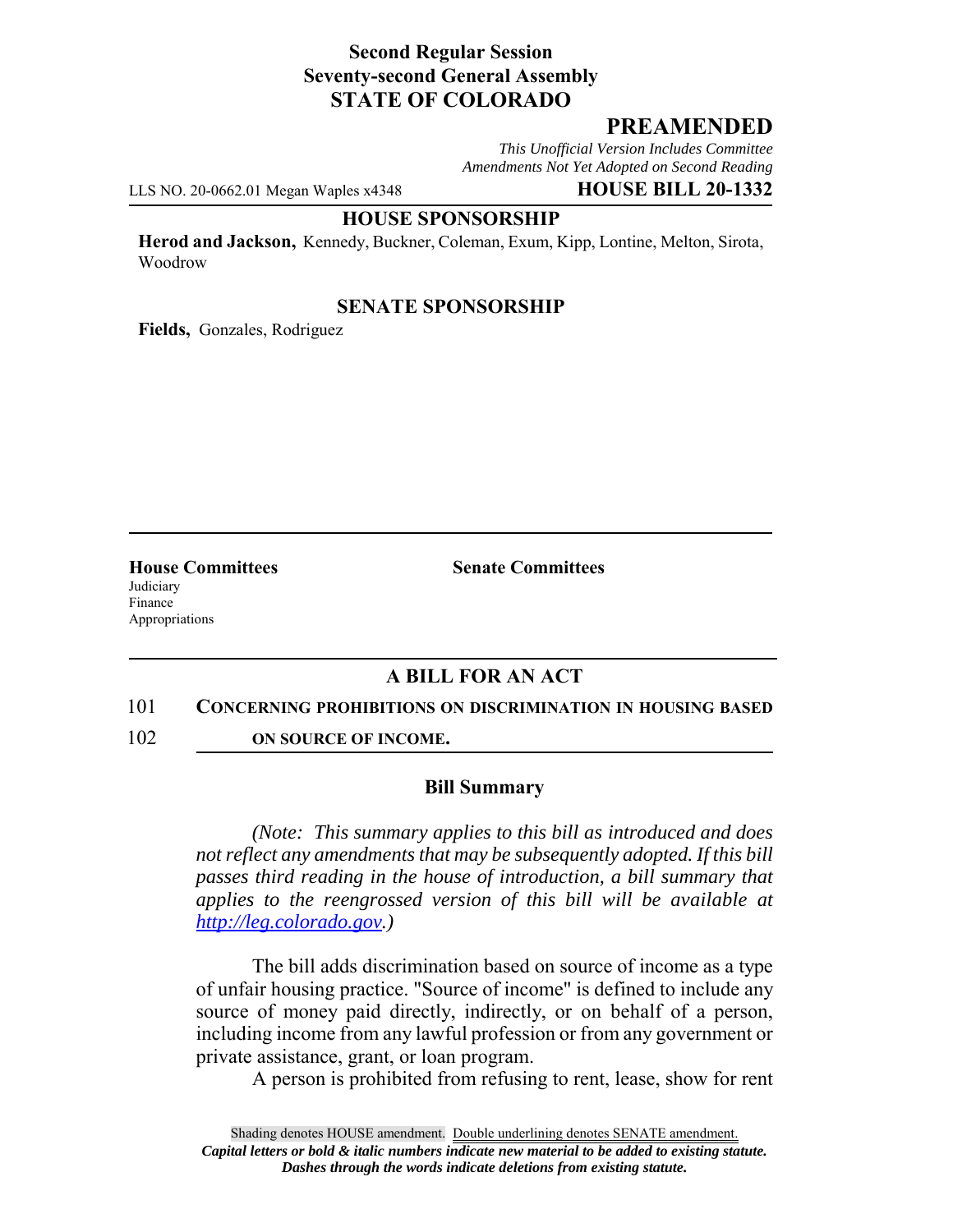**Second Regular Session**
**Seventy-second General Assembly**
**STATE OF COLORADO**

## PREAMENDED

*This Unofficial Version Includes Committee Amendments Not Yet Adopted on Second Reading*

LLS NO. 20-0662.01 Megan Waples x4348 **HOUSE BILL 20-1332**

**HOUSE SPONSORSHIP**

**Herod and Jackson,** Kennedy, Buckner, Coleman, Exum, Kipp, Lontine, Melton, Sirota, Woodrow

**SENATE SPONSORSHIP**

**Fields,** Gonzales, Rodriguez

**House Committees**
Judiciary
Finance
Appropriations

**Senate Committees**

## A BILL FOR AN ACT

101 **CONCERNING PROHIBITIONS ON DISCRIMINATION IN HOUSING BASED**
102 **ON SOURCE OF INCOME.**

### Bill Summary

*(Note: This summary applies to this bill as introduced and does not reflect any amendments that may be subsequently adopted. If this bill passes third reading in the house of introduction, a bill summary that applies to the reengrossed version of this bill will be available at http://leg.colorado.gov.)*

The bill adds discrimination based on source of income as a type of unfair housing practice. "Source of income" is defined to include any source of money paid directly, indirectly, or on behalf of a person, including income from any lawful profession or from any government or private assistance, grant, or loan program.

A person is prohibited from refusing to rent, lease, show for rent

Shading denotes HOUSE amendment. Double underlining denotes SENATE amendment.
*Capital letters or bold & italic numbers indicate new material to be added to existing statute.*
*Dashes through the words indicate deletions from existing statute.*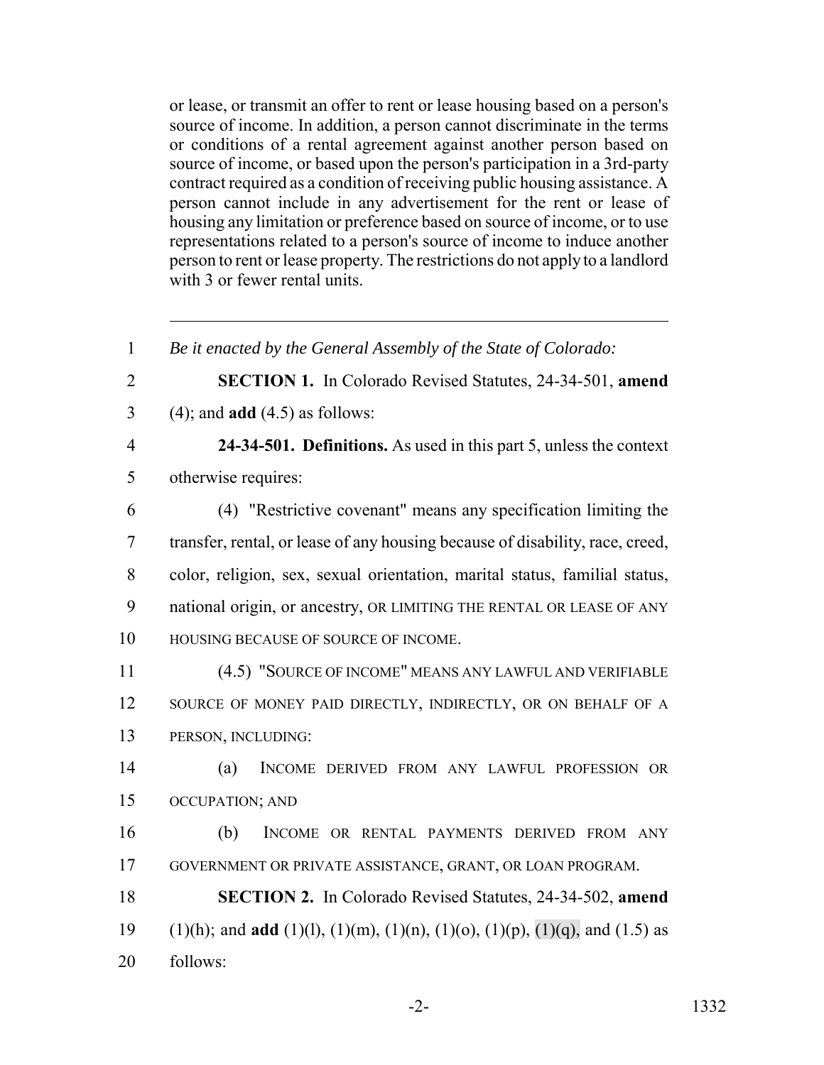or lease, or transmit an offer to rent or lease housing based on a person's source of income. In addition, a person cannot discriminate in the terms or conditions of a rental agreement against another person based on source of income, or based upon the person's participation in a 3rd-party contract required as a condition of receiving public housing assistance. A person cannot include in any advertisement for the rent or lease of housing any limitation or preference based on source of income, or to use representations related to a person's source of income to induce another person to rent or lease property. The restrictions do not apply to a landlord with 3 or fewer rental units.

---

1 *Be it enacted by the General Assembly of the State of Colorado:*

2 **SECTION 1.** In Colorado Revised Statutes, 24-34-501, **amend**
3 (4); and **add** (4.5) as follows:

4 **24-34-501. Definitions.** As used in this part 5, unless the context
5 otherwise requires:

6 (4) "Restrictive covenant" means any specification limiting the
7 transfer, rental, or lease of any housing because of disability, race, creed,
8 color, religion, sex, sexual orientation, marital status, familial status,
9 national origin, or ancestry, OR LIMITING THE RENTAL OR LEASE OF ANY
10 HOUSING BECAUSE OF SOURCE OF INCOME.

11 (4.5) "SOURCE OF INCOME" MEANS ANY LAWFUL AND VERIFIABLE
12 SOURCE OF MONEY PAID DIRECTLY, INDIRECTLY, OR ON BEHALF OF A
13 PERSON, INCLUDING:

14 (a) INCOME DERIVED FROM ANY LAWFUL PROFESSION OR
15 OCCUPATION; AND

16 (b) INCOME OR RENTAL PAYMENTS DERIVED FROM ANY
17 GOVERNMENT OR PRIVATE ASSISTANCE, GRANT, OR LOAN PROGRAM.

18 **SECTION 2.** In Colorado Revised Statutes, 24-34-502, **amend**
19 (1)(h); and **add** (1)(l), (1)(m), (1)(n), (1)(o), (1)(p), (1)(q), and (1.5) as
20 follows: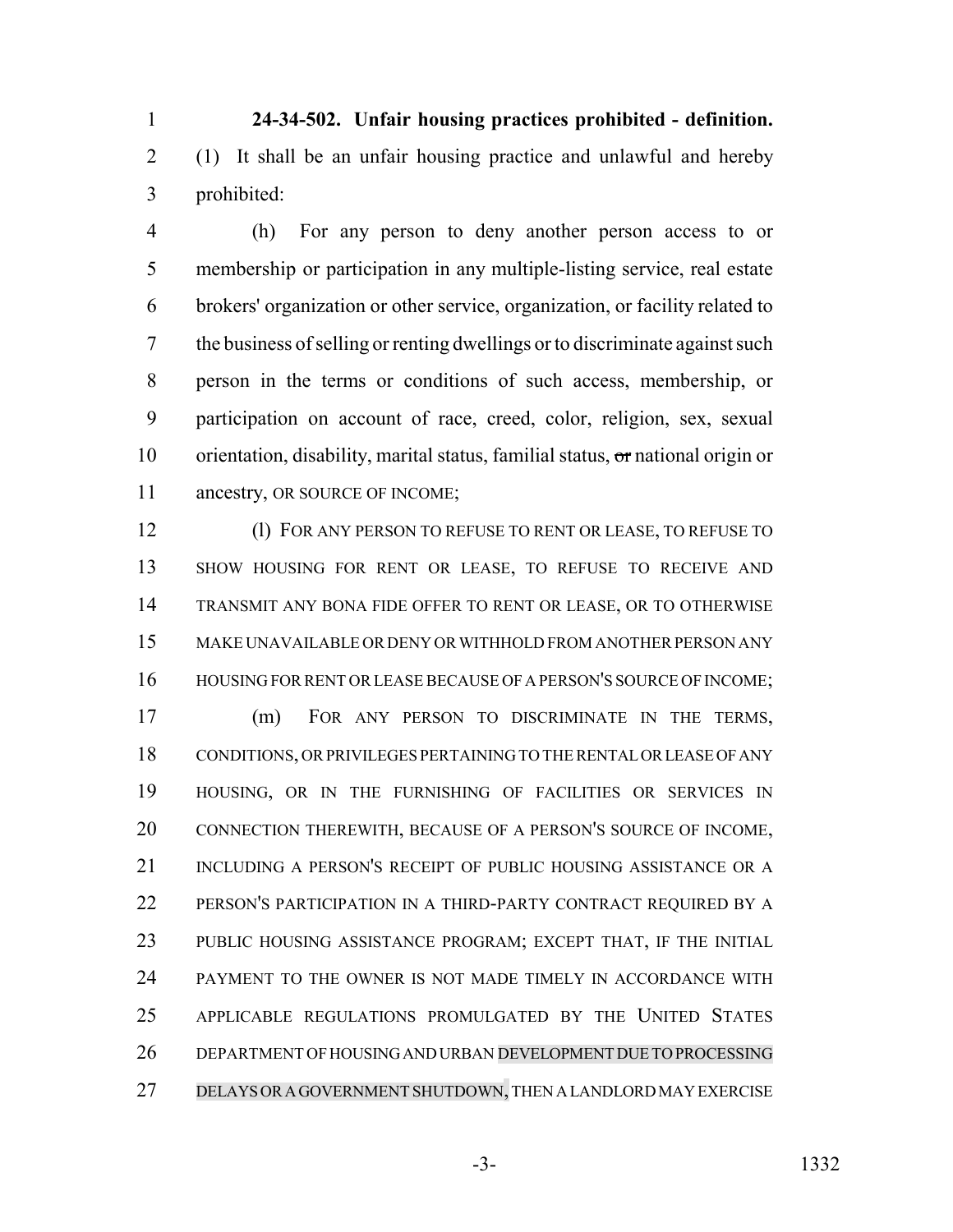**24-34-502. Unfair housing practices prohibited - definition.** (1) It shall be an unfair housing practice and unlawful and hereby prohibited:

(h) For any person to deny another person access to or membership or participation in any multiple-listing service, real estate brokers' organization or other service, organization, or facility related to the business of selling or renting dwellings or to discriminate against such person in the terms or conditions of such access, membership, or participation on account of race, creed, color, religion, sex, sexual orientation, disability, marital status, familial status, ~~or~~ national origin or ancestry, OR SOURCE OF INCOME;

(l) FOR ANY PERSON TO REFUSE TO RENT OR LEASE, TO REFUSE TO SHOW HOUSING FOR RENT OR LEASE, TO REFUSE TO RECEIVE AND TRANSMIT ANY BONA FIDE OFFER TO RENT OR LEASE, OR TO OTHERWISE MAKE UNAVAILABLE OR DENY OR WITHHOLD FROM ANOTHER PERSON ANY HOUSING FOR RENT OR LEASE BECAUSE OF A PERSON'S SOURCE OF INCOME;

(m) FOR ANY PERSON TO DISCRIMINATE IN THE TERMS, CONDITIONS, OR PRIVILEGES PERTAINING TO THE RENTAL OR LEASE OF ANY HOUSING, OR IN THE FURNISHING OF FACILITIES OR SERVICES IN CONNECTION THEREWITH, BECAUSE OF A PERSON'S SOURCE OF INCOME, INCLUDING A PERSON'S RECEIPT OF PUBLIC HOUSING ASSISTANCE OR A PERSON'S PARTICIPATION IN A THIRD-PARTY CONTRACT REQUIRED BY A PUBLIC HOUSING ASSISTANCE PROGRAM; EXCEPT THAT, IF THE INITIAL PAYMENT TO THE OWNER IS NOT MADE TIMELY IN ACCORDANCE WITH APPLICABLE REGULATIONS PROMULGATED BY THE UNITED STATES DEPARTMENT OF HOUSING AND URBAN DEVELOPMENT DUE TO PROCESSING DELAYS OR A GOVERNMENT SHUTDOWN, THEN A LANDLORD MAY EXERCISE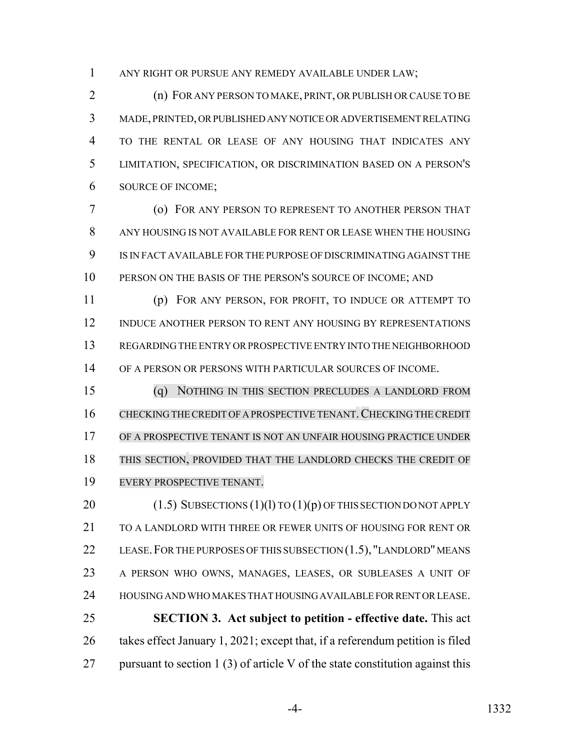ANY RIGHT OR PURSUE ANY REMEDY AVAILABLE UNDER LAW;

(n) FOR ANY PERSON TO MAKE, PRINT, OR PUBLISH OR CAUSE TO BE MADE, PRINTED, OR PUBLISHED ANY NOTICE OR ADVERTISEMENT RELATING TO THE RENTAL OR LEASE OF ANY HOUSING THAT INDICATES ANY LIMITATION, SPECIFICATION, OR DISCRIMINATION BASED ON A PERSON'S SOURCE OF INCOME;

(o) FOR ANY PERSON TO REPRESENT TO ANOTHER PERSON THAT ANY HOUSING IS NOT AVAILABLE FOR RENT OR LEASE WHEN THE HOUSING IS IN FACT AVAILABLE FOR THE PURPOSE OF DISCRIMINATING AGAINST THE PERSON ON THE BASIS OF THE PERSON'S SOURCE OF INCOME; AND

(p) FOR ANY PERSON, FOR PROFIT, TO INDUCE OR ATTEMPT TO INDUCE ANOTHER PERSON TO RENT ANY HOUSING BY REPRESENTATIONS REGARDING THE ENTRY OR PROSPECTIVE ENTRY INTO THE NEIGHBORHOOD OF A PERSON OR PERSONS WITH PARTICULAR SOURCES OF INCOME.

(q) NOTHING IN THIS SECTION PRECLUDES A LANDLORD FROM CHECKING THE CREDIT OF A PROSPECTIVE TENANT. CHECKING THE CREDIT OF A PROSPECTIVE TENANT IS NOT AN UNFAIR HOUSING PRACTICE UNDER THIS SECTION, PROVIDED THAT THE LANDLORD CHECKS THE CREDIT OF EVERY PROSPECTIVE TENANT.

(1.5) SUBSECTIONS (1)(l) TO (1)(p) OF THIS SECTION DO NOT APPLY TO A LANDLORD WITH THREE OR FEWER UNITS OF HOUSING FOR RENT OR LEASE. FOR THE PURPOSES OF THIS SUBSECTION (1.5), "LANDLORD" MEANS A PERSON WHO OWNS, MANAGES, LEASES, OR SUBLEASES A UNIT OF HOUSING AND WHO MAKES THAT HOUSING AVAILABLE FOR RENT OR LEASE.

**SECTION 3. Act subject to petition - effective date.** This act takes effect January 1, 2021; except that, if a referendum petition is filed pursuant to section 1 (3) of article V of the state constitution against this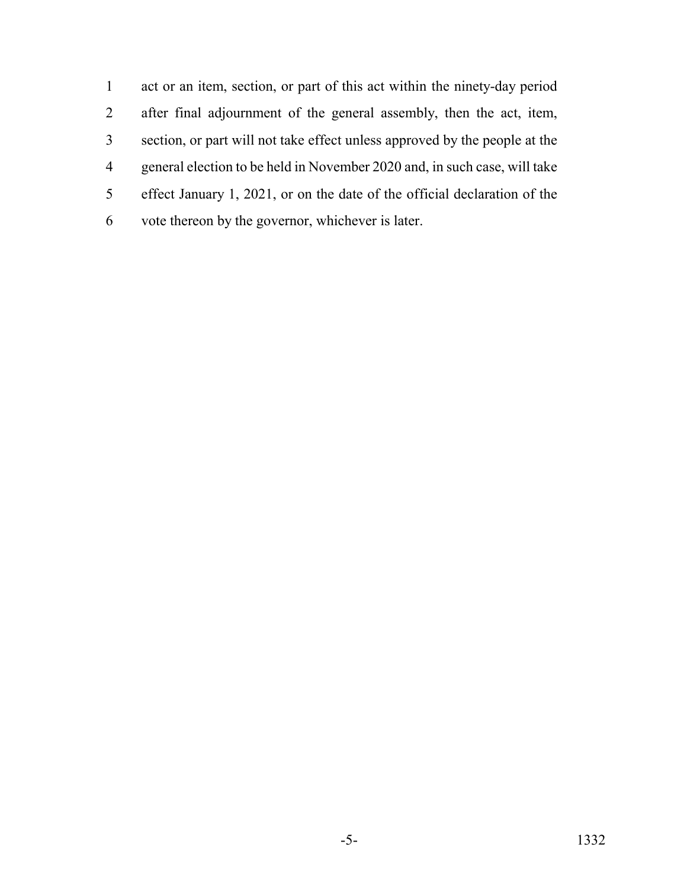act or an item, section, or part of this act within the ninety-day period after final adjournment of the general assembly, then the act, item, section, or part will not take effect unless approved by the people at the general election to be held in November 2020 and, in such case, will take effect January 1, 2021, or on the date of the official declaration of the vote thereon by the governor, whichever is later.